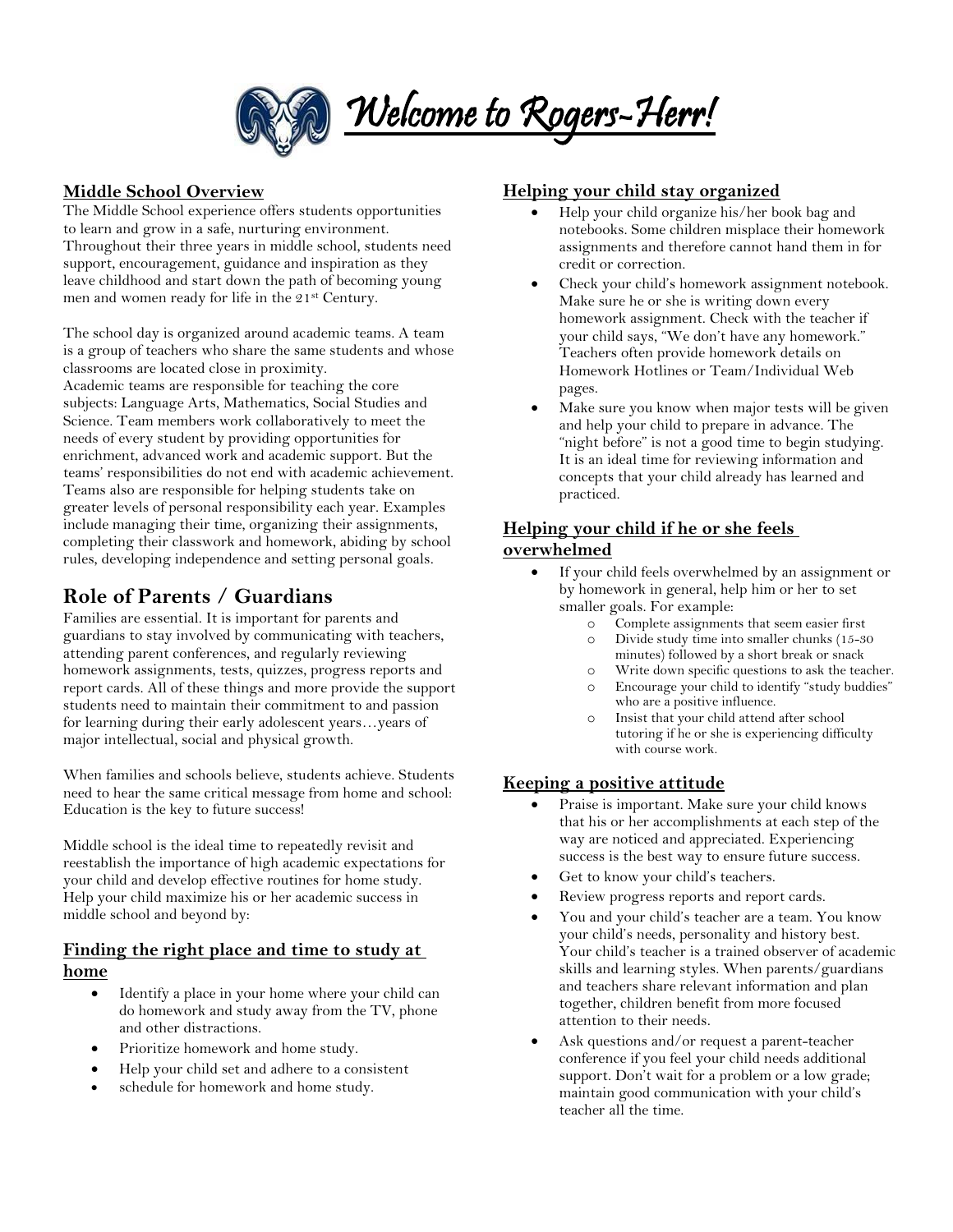# *Welcome to Rogers-Herr!*

## Middle School Overview

The Middle School experience offers students opportunities to learn and grow in a safe, nurturing environment. Throughout their three years in middle school, students need support, encouragement, guidance and inspiration as they leave childhood and start down the path of becoming young men and women ready for life in the 21st Century.

The school day is organized around academic teams. A team is a group of teachers who share the same students and whose classrooms are located close in proximity.
Academic teams are responsible for teaching the core subjects: Language Arts, Mathematics, Social Studies and Science. Team members work collaboratively to meet the needs of every student by providing opportunities for enrichment, advanced work and academic support. But the teams' responsibilities do not end with academic achievement. Teams also are responsible for helping students take on greater levels of personal responsibility each year. Examples include managing their time, organizing their assignments, completing their classwork and homework, abiding by school rules, developing independence and setting personal goals.

## Role of Parents / Guardians

Families are essential. It is important for parents and guardians to stay involved by communicating with teachers, attending parent conferences, and regularly reviewing homework assignments, tests, quizzes, progress reports and report cards. All of these things and more provide the support students need to maintain their commitment to and passion for learning during their early adolescent years…years of major intellectual, social and physical growth.

When families and schools believe, students achieve. Students need to hear the same critical message from home and school: Education is the key to future success!

Middle school is the ideal time to repeatedly revisit and reestablish the importance of high academic expectations for your child and develop effective routines for home study. Help your child maximize his or her academic success in middle school and beyond by:

### Finding the right place and time to study at home

- Identify a place in your home where your child can do homework and study away from the TV, phone and other distractions.
- Prioritize homework and home study.
- Help your child set and adhere to a consistent
- schedule for homework and home study.

### Helping your child stay organized

- Help your child organize his/her book bag and notebooks. Some children misplace their homework assignments and therefore cannot hand them in for credit or correction.
- Check your child's homework assignment notebook. Make sure he or she is writing down every homework assignment. Check with the teacher if your child says, "We don't have any homework." Teachers often provide homework details on Homework Hotlines or Team/Individual Web pages.
- Make sure you know when major tests will be given and help your child to prepare in advance. The "night before" is not a good time to begin studying. It is an ideal time for reviewing information and concepts that your child already has learned and practiced.

### Helping your child if he or she feels overwhelmed

- If your child feels overwhelmed by an assignment or by homework in general, help him or her to set smaller goals. For example:
    - Complete assignments that seem easier first
    - Divide study time into smaller chunks (15-30 minutes) followed by a short break or snack
    - Write down specific questions to ask the teacher.
    - Encourage your child to identify "study buddies" who are a positive influence.
    - Insist that your child attend after school tutoring if he or she is experiencing difficulty with course work.

### Keeping a positive attitude

- Praise is important. Make sure your child knows that his or her accomplishments at each step of the way are noticed and appreciated. Experiencing success is the best way to ensure future success.
- Get to know your child's teachers.
- Review progress reports and report cards.
- You and your child's teacher are a team. You know your child's needs, personality and history best. Your child's teacher is a trained observer of academic skills and learning styles. When parents/guardians and teachers share relevant information and plan together, children benefit from more focused attention to their needs.
- Ask questions and/or request a parent-teacher conference if you feel your child needs additional support. Don't wait for a problem or a low grade; maintain good communication with your child's teacher all the time.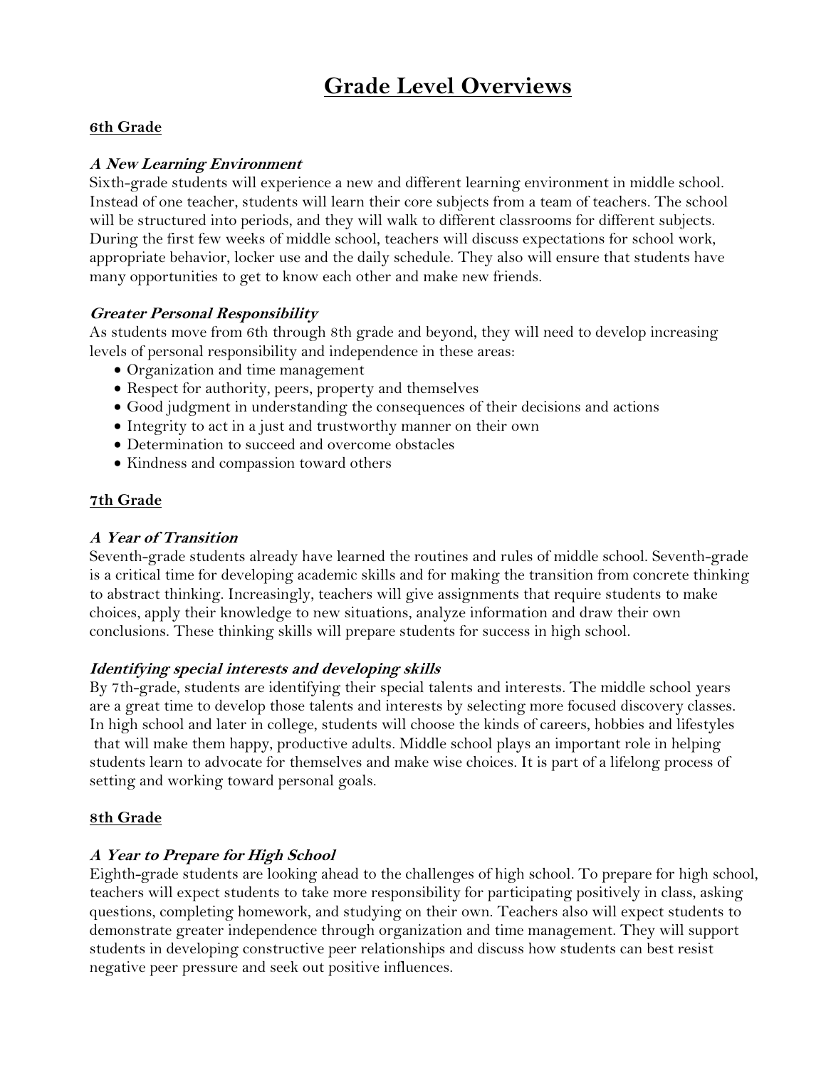# Grade Level Overviews

## 6th Grade

### *A New Learning Environment*

Sixth-grade students will experience a new and different learning environment in middle school. Instead of one teacher, students will learn their core subjects from a team of teachers. The school will be structured into periods, and they will walk to different classrooms for different subjects. During the first few weeks of middle school, teachers will discuss expectations for school work, appropriate behavior, locker use and the daily schedule. They also will ensure that students have many opportunities to get to know each other and make new friends.

### *Greater Personal Responsibility*

As students move from 6th through 8th grade and beyond, they will need to develop increasing levels of personal responsibility and independence in these areas:

- Organization and time management
- Respect for authority, peers, property and themselves
- Good judgment in understanding the consequences of their decisions and actions
- Integrity to act in a just and trustworthy manner on their own
- Determination to succeed and overcome obstacles
- Kindness and compassion toward others

## 7th Grade

### *A Year of Transition*

Seventh-grade students already have learned the routines and rules of middle school. Seventh-grade is a critical time for developing academic skills and for making the transition from concrete thinking to abstract thinking. Increasingly, teachers will give assignments that require students to make choices, apply their knowledge to new situations, analyze information and draw their own conclusions. These thinking skills will prepare students for success in high school.

### *Identifying special interests and developing skills*

By 7th-grade, students are identifying their special talents and interests. The middle school years are a great time to develop those talents and interests by selecting more focused discovery classes. In high school and later in college, students will choose the kinds of careers, hobbies and lifestyles that will make them happy, productive adults. Middle school plays an important role in helping students learn to advocate for themselves and make wise choices. It is part of a lifelong process of setting and working toward personal goals.

## 8th Grade

### *A Year to Prepare for High School*

Eighth-grade students are looking ahead to the challenges of high school. To prepare for high school, teachers will expect students to take more responsibility for participating positively in class, asking questions, completing homework, and studying on their own. Teachers also will expect students to demonstrate greater independence through organization and time management. They will support students in developing constructive peer relationships and discuss how students can best resist negative peer pressure and seek out positive influences.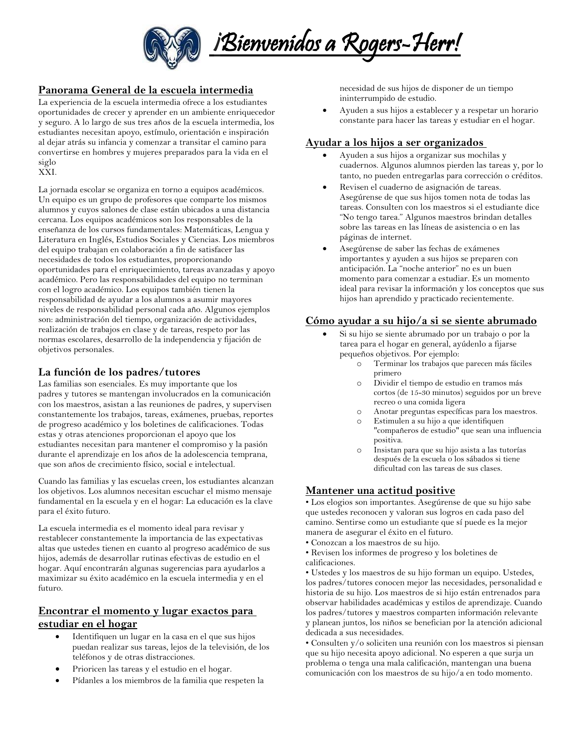# ¡Bienvenidos a Rogers-Herr!

## Panorama General de la escuela intermedia

La experiencia de la escuela intermedia ofrece a los estudiantes oportunidades de crecer y aprender en un ambiente enriquecedor y seguro. A lo largo de sus tres años de la escuela intermedia, los estudiantes necesitan apoyo, estímulo, orientación e inspiración al dejar atrás su infancia y comenzar a transitar el camino para convertirse en hombres y mujeres preparados para la vida en el siglo XXI.

La jornada escolar se organiza en torno a equipos académicos. Un equipo es un grupo de profesores que comparte los mismos alumnos y cuyos salones de clase están ubicados a una distancia cercana. Los equipos académicos son los responsables de la enseñanza de los cursos fundamentales: Matemáticas, Lengua y Literatura en Inglés, Estudios Sociales y Ciencias. Los miembros del equipo trabajan en colaboración a fin de satisfacer las necesidades de todos los estudiantes, proporcionando oportunidades para el enriquecimiento, tareas avanzadas y apoyo académico. Pero las responsabilidades del equipo no terminan con el logro académico. Los equipos también tienen la responsabilidad de ayudar a los alumnos a asumir mayores niveles de responsabilidad personal cada año. Algunos ejemplos son: administración del tiempo, organización de actividades, realización de trabajos en clase y de tareas, respeto por las normas escolares, desarrollo de la independencia y fijación de objetivos personales.

## La función de los padres/tutores

Las familias son esenciales. Es muy importante que los padres y tutores se mantengan involucrados en la comunicación con los maestros, asistan a las reuniones de padres, y supervisen constantemente los trabajos, tareas, exámenes, pruebas, reportes de progreso académico y los boletines de calificaciones. Todas estas y otras atenciones proporcionan el apoyo que los estudiantes necesitan para mantener el compromiso y la pasión durante el aprendizaje en los años de la adolescencia temprana, que son años de crecimiento físico, social e intelectual.

Cuando las familias y las escuelas creen, los estudiantes alcanzan los objetivos. Los alumnos necesitan escuchar el mismo mensaje fundamental en la escuela y en el hogar: La educación es la clave para el éxito futuro.

La escuela intermedia es el momento ideal para revisar y restablecer constantemente la importancia de las expectativas altas que ustedes tienen en cuanto al progreso académico de sus hijos, además de desarrollar rutinas efectivas de estudio en el hogar. Aquí encontrarán algunas sugerencias para ayudarlos a maximizar su éxito académico en la escuela intermedia y en el futuro.

## Encontrar el momento y lugar exactos para estudiar en el hogar

- Identifiquen un lugar en la casa en el que sus hijos puedan realizar sus tareas, lejos de la televisión, de los teléfonos y de otras distracciones.
- Prioricen las tareas y el estudio en el hogar.
- Pídanles a los miembros de la familia que respeten la necesidad de sus hijos de disponer de un tiempo ininterrumpido de estudio.
- Ayuden a sus hijos a establecer y a respetar un horario constante para hacer las tareas y estudiar en el hogar.

## Ayudar a los hijos a ser organizados

- Ayuden a sus hijos a organizar sus mochilas y cuadernos. Algunos alumnos pierden las tareas y, por lo tanto, no pueden entregarlas para corrección o créditos.
- Revisen el cuaderno de asignación de tareas. Asegúrense de que sus hijos tomen nota de todas las tareas. Consulten con los maestros si el estudiante dice "No tengo tarea." Algunos maestros brindan detalles sobre las tareas en las líneas de asistencia o en las páginas de internet.
- Asegúrense de saber las fechas de exámenes importantes y ayuden a sus hijos se preparen con anticipación. La "noche anterior" no es un buen momento para comenzar a estudiar. Es un momento ideal para revisar la información y los conceptos que sus hijos han aprendido y practicado recientemente.

## Cómo ayudar a su hijo/a si se siente abrumado

- Si su hijo se siente abrumado por un trabajo o por la tarea para el hogar en general, ayúdenlo a fijarse pequeños objetivos. Por ejemplo:
  - Terminar los trabajos que parecen más fáciles primero
  - Dividir el tiempo de estudio en tramos más cortos (de 15-30 minutos) seguidos por un breve recreo o una comida ligera
  - Anotar preguntas específicas para los maestros.
  - Estimulen a su hijo a que identifiquen "compañeros de estudio" que sean una influencia positiva.
  - Insistan para que su hijo asista a las tutorías después de la escuela o los sábados si tiene dificultad con las tareas de sus clases.

## Mantener una actitud positive

• Los elogios son importantes. Asegúrense de que su hijo sabe que ustedes reconocen y valoran sus logros en cada paso del camino. Sentirse como un estudiante que sí puede es la mejor manera de asegurar el éxito en el futuro.
• Conozcan a los maestros de su hijo.
• Revisen los informes de progreso y los boletines de calificaciones.
• Ustedes y los maestros de su hijo forman un equipo. Ustedes, los padres/tutores conocen mejor las necesidades, personalidad e historia de su hijo. Los maestros de si hijo están entrenados para observar habilidades académicas y estilos de aprendizaje. Cuando los padres/tutores y maestros comparten información relevante y planean juntos, los niños se benefician por la atención adicional dedicada a sus necesidades.
• Consulten y/o soliciten una reunión con los maestros si piensan que su hijo necesita apoyo adicional. No esperen a que surja un problema o tenga una mala calificación, mantengan una buena comunicación con los maestros de su hijo/a en todo momento.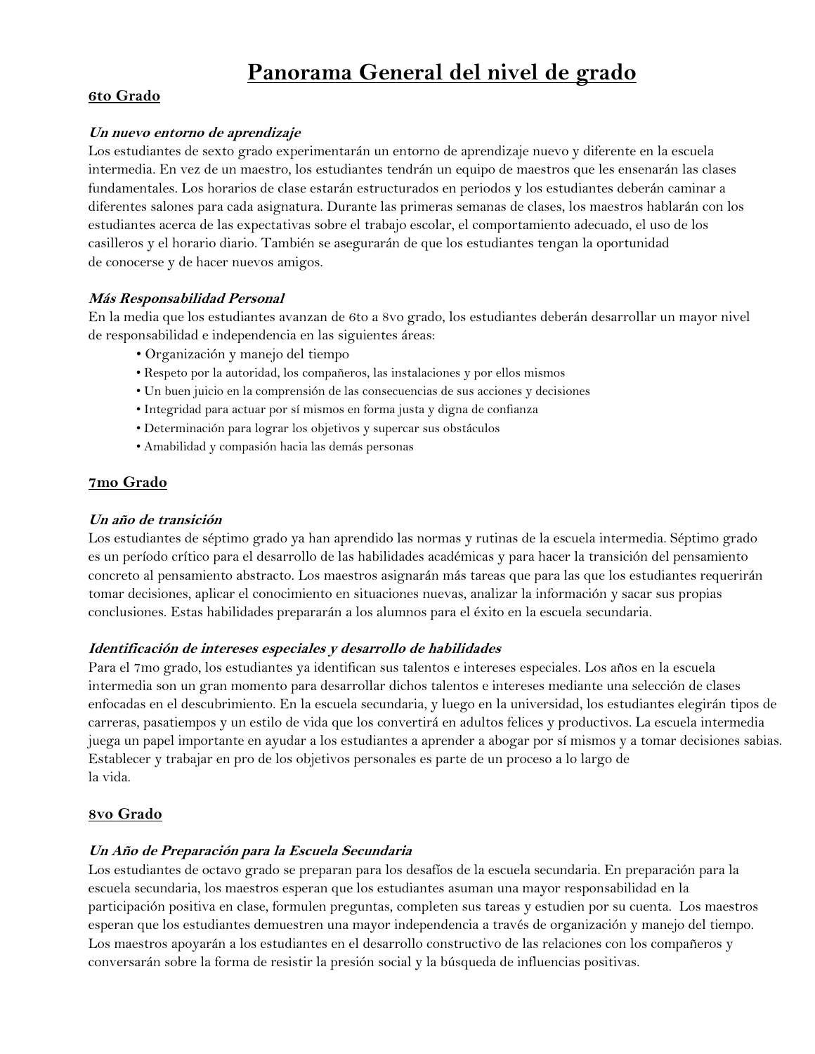# Panorama General del nivel de grado

## 6to Grado

### *Un nuevo entorno de aprendizaje*

Los estudiantes de sexto grado experimentarán un entorno de aprendizaje nuevo y diferente en la escuela intermedia. En vez de un maestro, los estudiantes tendrán un equipo de maestros que les ensenarán las clases fundamentales. Los horarios de clase estarán estructurados en periodos y los estudiantes deberán caminar a diferentes salones para cada asignatura. Durante las primeras semanas de clases, los maestros hablarán con los estudiantes acerca de las expectativas sobre el trabajo escolar, el comportamiento adecuado, el uso de los casilleros y el horario diario. También se asegurarán de que los estudiantes tengan la oportunidad de conocerse y de hacer nuevos amigos.

### *Más Responsabilidad Personal*

En la media que los estudiantes avanzan de 6to a 8vo grado, los estudiantes deberán desarrollar un mayor nivel de responsabilidad e independencia en las siguientes áreas:

- Organización y manejo del tiempo
- Respeto por la autoridad, los compañeros, las instalaciones y por ellos mismos
- Un buen juicio en la comprensión de las consecuencias de sus acciones y decisiones
- Integridad para actuar por sí mismos en forma justa y digna de confianza
- Determinación para lograr los objetivos y supercar sus obstáculos
- Amabilidad y compasión hacia las demás personas

## 7mo Grado

### *Un año de transición*

Los estudiantes de séptimo grado ya han aprendido las normas y rutinas de la escuela intermedia. Séptimo grado es un período crítico para el desarrollo de las habilidades académicas y para hacer la transición del pensamiento concreto al pensamiento abstracto. Los maestros asignarán más tareas que para las que los estudiantes requerirán tomar decisiones, aplicar el conocimiento en situaciones nuevas, analizar la información y sacar sus propias conclusiones. Estas habilidades prepararán a los alumnos para el éxito en la escuela secundaria.

### *Identificación de intereses especiales y desarrollo de habilidades*

Para el 7mo grado, los estudiantes ya identifican sus talentos e intereses especiales. Los años en la escuela intermedia son un gran momento para desarrollar dichos talentos e intereses mediante una selección de clases enfocadas en el descubrimiento. En la escuela secundaria, y luego en la universidad, los estudiantes elegirán tipos de carreras, pasatiempos y un estilo de vida que los convertirá en adultos felices y productivos. La escuela intermedia juega un papel importante en ayudar a los estudiantes a aprender a abogar por sí mismos y a tomar decisiones sabias. Establecer y trabajar en pro de los objetivos personales es parte de un proceso a lo largo de la vida.

## 8vo Grado

### *Un Año de Preparación para la Escuela Secundaria*

Los estudiantes de octavo grado se preparan para los desafíos de la escuela secundaria. En preparación para la escuela secundaria, los maestros esperan que los estudiantes asuman una mayor responsabilidad en la participación positiva en clase, formulen preguntas, completen sus tareas y estudien por su cuenta. Los maestros esperan que los estudiantes demuestren una mayor independencia a través de organización y manejo del tiempo. Los maestros apoyarán a los estudiantes en el desarrollo constructivo de las relaciones con los compañeros y conversarán sobre la forma de resistir la presión social y la búsqueda de influencias positivas.